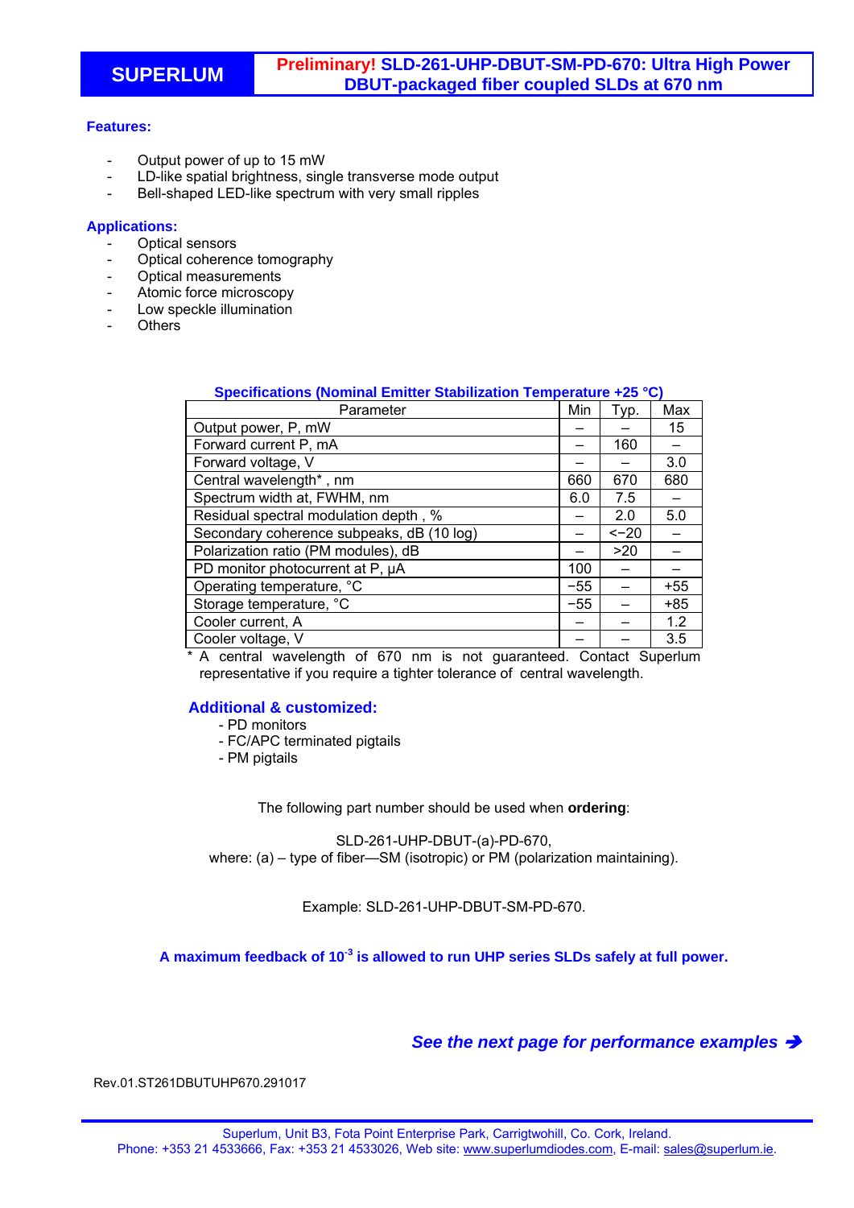# SUPERLUM

## Preliminary! SLD-261-UHP-DBUT-SM-PD-670: Ultra High Power DBUT-packaged fiber coupled SLDs at 670 nm

### Features:

- Output power of up to 15 mW
- LD-like spatial brightness, single transverse mode output
- Bell-shaped LED-like spectrum with very small ripples

### Applications:

- Optical sensors
- Optical coherence tomography
- Optical measurements
- Atomic force microscopy
- Low speckle illumination
- Others

### Specifications (Nominal Emitter Stabilization Temperature +25 °C)

| Parameter | Min | Typ. | Max |
|---|---|---|---|
| Output power, P, mW | – | – | 15 |
| Forward current P, mA | – | 160 | – |
| Forward voltage, V | – | – | 3.0 |
| Central wavelength* , nm | 660 | 670 | 680 |
| Spectrum width at, FWHM, nm | 6.0 | 7.5 | – |
| Residual spectral modulation depth , % | – | 2.0 | 5.0 |
| Secondary coherence subpeaks, dB (10 log) | – | <−20 | – |
| Polarization ratio (PM modules), dB | – | >20 | – |
| PD monitor photocurrent at P, µA | 100 | – | – |
| Operating temperature, °C | −55 | – | +55 |
| Storage temperature, °C | −55 | – | +85 |
| Cooler current, A | – | – | 1.2 |
| Cooler voltage, V | – | – | 3.5 |

* A central wavelength of 670 nm is not guaranteed. Contact Superlum representative if you require a tighter tolerance of central wavelength.

### Additional & customized:

- PD monitors
- FC/APC terminated pigtails
- PM pigtails

The following part number should be used when **ordering**:

SLD-261-UHP-DBUT-(a)-PD-670,
where: (a) – type of fiber—SM (isotropic) or PM (polarization maintaining).

Example: SLD-261-UHP-DBUT-SM-PD-670.

**A maximum feedback of $10^{-3}$ is allowed to run UHP series SLDs safely at full power.**

***See the next page for performance examples ➔***

Rev.01.ST261DBUTUHP670.291017

Superlum, Unit B3, Fota Point Enterprise Park, Carrigtwohill, Co. Cork, Ireland.
Phone: +353 21 4533666, Fax: +353 21 4533026, Web site: www.superlumdiodes.com, E-mail: sales@superlum.ie.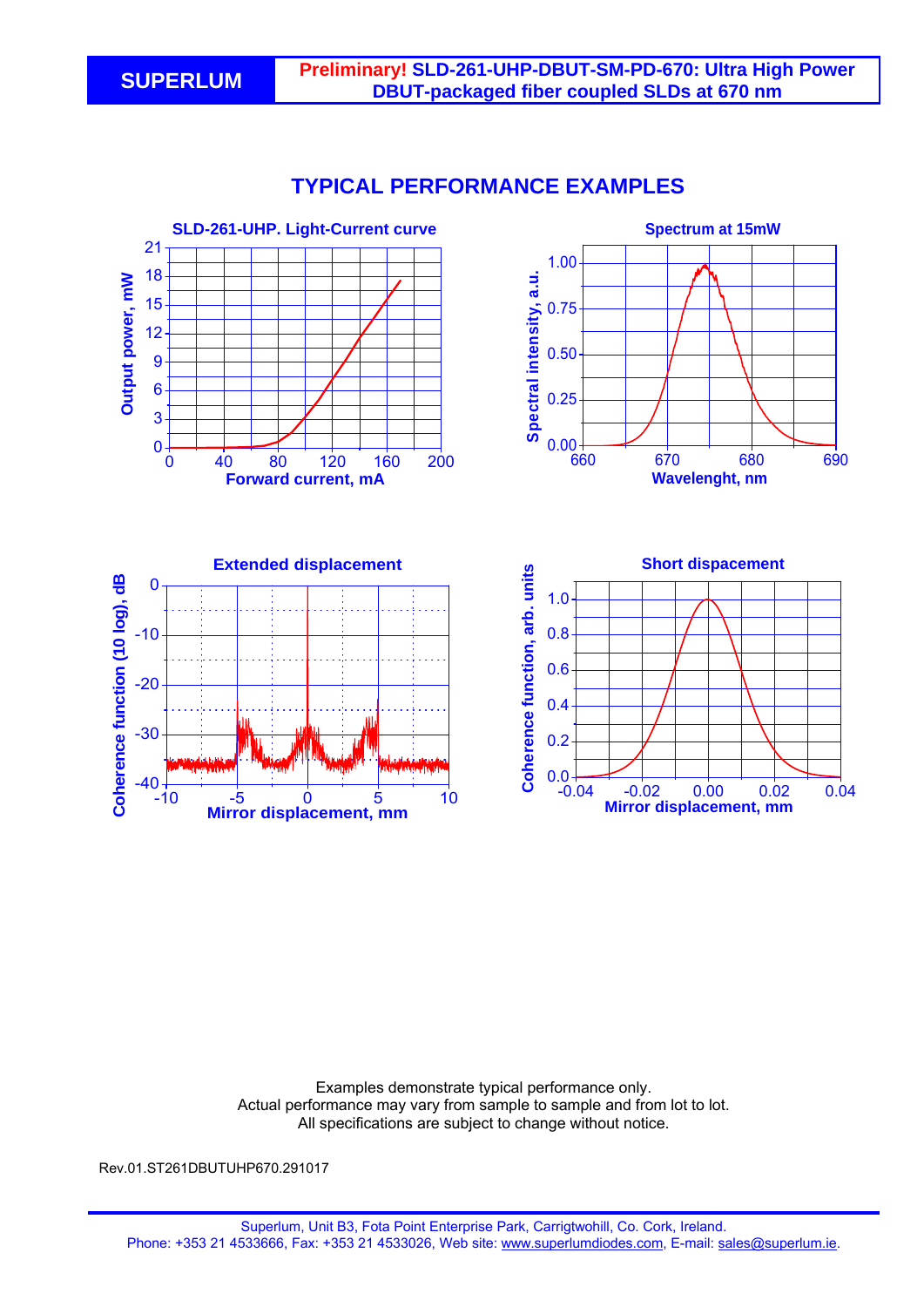# TYPICAL PERFORMANCE EXAMPLES

SLD-261-UHP. Light-Current curve

Output power, mW

0 3 6 9 12 15 18 21

0 40 80 120 160 200

Forward current, mA

Spectrum at 15mW

Spectral intensity, a.u.

0.00 0.25 0.50 0.75 1.00

660 670 680 690

Wavelenght, nm

Extended displacement

Coherence function (10 log), dB

0 -10 -20 -30 -40

-10 -5 0 5 10

Mirror displacement, mm

Short dispacement

Coherence function, arb. units

0.0 0.2 0.4 0.6 0.8 1.0

-0.04 -0.02 0.00 0.02 0.04

Mirror displacement, mm

Examples demonstrate typical performance only.
Actual performance may vary from sample to sample and from lot to lot.
All specifications are subject to change without notice.

Rev.01.ST261DBUTUHP670.291017